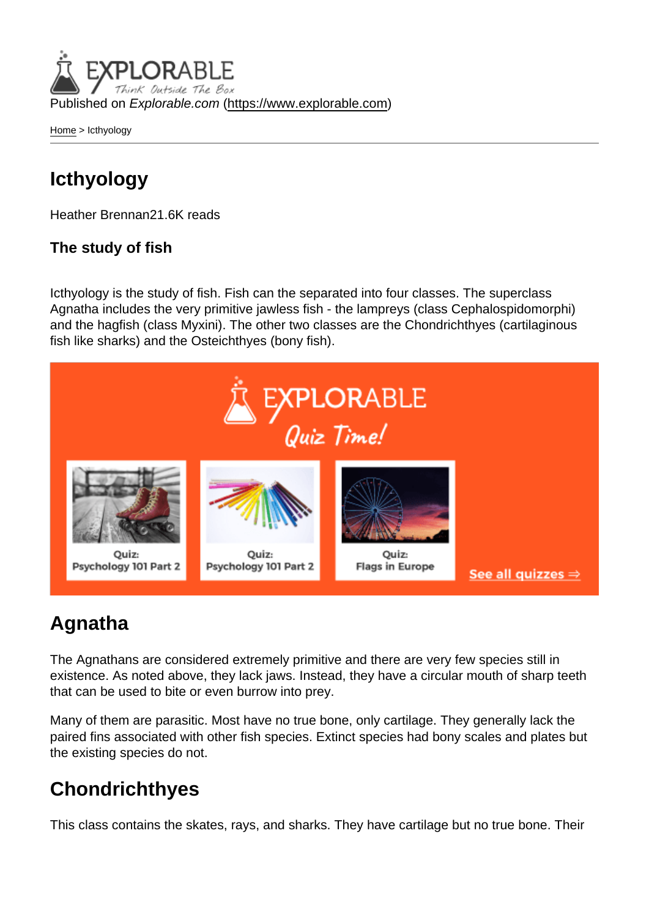Published on *Explorable.com* (https://www.explorable.com)

Home > Icthyology

# Icthyology

Heather Brennan21.6K reads

### The study of fish

Icthyology is the study of fish. Fish can the separated into four classes. The superclass Agnatha includes the very primitive jawless fish - the lampreys (class Cephalospidomorphi) and the hagfish (class Myxini). The other two classes are the Chondrichthyes (cartilaginous fish like sharks) and the Osteichthyes (bony fish).

Quiz: Psychology 101 Part 2

Quiz: Psychology 101 Part 2

Quiz: Flags in Europe

See all quizzes ⇒

## Agnatha

The Agnathans are considered extremely primitive and there are very few species still in existence. As noted above, they lack jaws. Instead, they have a circular mouth of sharp teeth that can be used to bite or even burrow into prey.

Many of them are parasitic. Most have no true bone, only cartilage. They generally lack the paired fins associated with other fish species. Extinct species had bony scales and plates but the existing species do not.

## Chondrichthyes

This class contains the skates, rays, and sharks. They have cartilage but no true bone. Their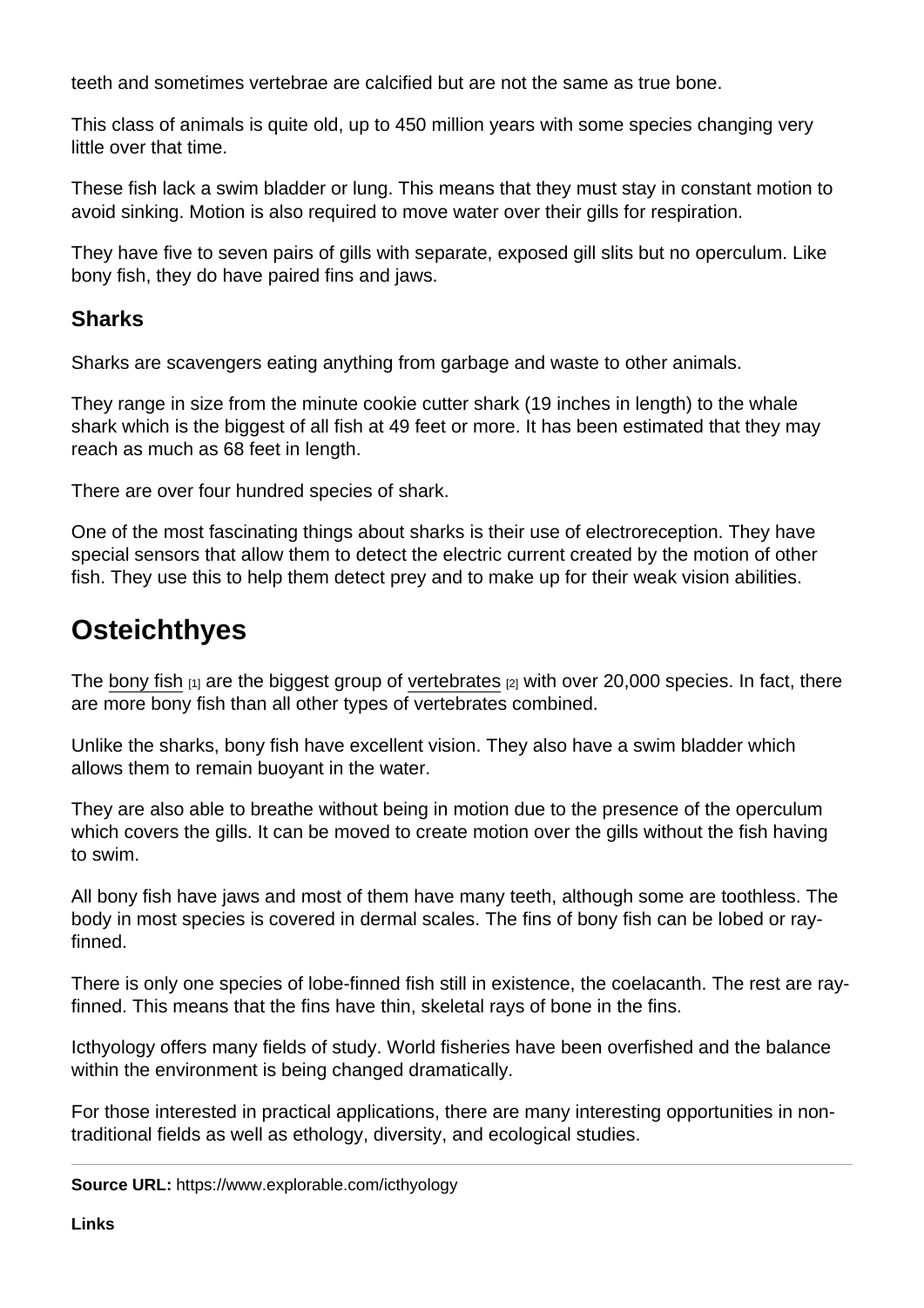teeth and sometimes vertebrae are calcified but are not the same as true bone.

This class of animals is quite old, up to 450 million years with some species changing very little over that time.

These fish lack a swim bladder or lung. This means that they must stay in constant motion to avoid sinking. Motion is also required to move water over their gills for respiration.

They have five to seven pairs of gills with separate, exposed gill slits but no operculum. Like bony fish, they do have paired fins and jaws.

### Sharks

Sharks are scavengers eating anything from garbage and waste to other animals.

They range in size from the minute cookie cutter shark (19 inches in length) to the whale shark which is the biggest of all fish at 49 feet or more. It has been estimated that they may reach as much as 68 feet in length.

There are over four hundred species of shark.

One of the most fascinating things about sharks is their use of electroreception. They have special sensors that allow them to detect the electric current created by the motion of other fish. They use this to help them detect prey and to make up for their weak vision abilities.

## Osteichthyes

The bony fish [1] are the biggest group of vertebrates [2] with over 20,000 species. In fact, there are more bony fish than all other types of vertebrates combined.

Unlike the sharks, bony fish have excellent vision. They also have a swim bladder which allows them to remain buoyant in the water.

They are also able to breathe without being in motion due to the presence of the operculum which covers the gills. It can be moved to create motion over the gills without the fish having to swim.

All bony fish have jaws and most of them have many teeth, although some are toothless. The body in most species is covered in dermal scales. The fins of bony fish can be lobed or ray-finned.

There is only one species of lobe-finned fish still in existence, the coelacanth. The rest are ray-finned. This means that the fins have thin, skeletal rays of bone in the fins.

Icthyology offers many fields of study. World fisheries have been overfished and the balance within the environment is being changed dramatically.

For those interested in practical applications, there are many interesting opportunities in non-traditional fields as well as ethology, diversity, and ecological studies.

---

**Source URL:** https://www.explorable.com/icthyology

**Links**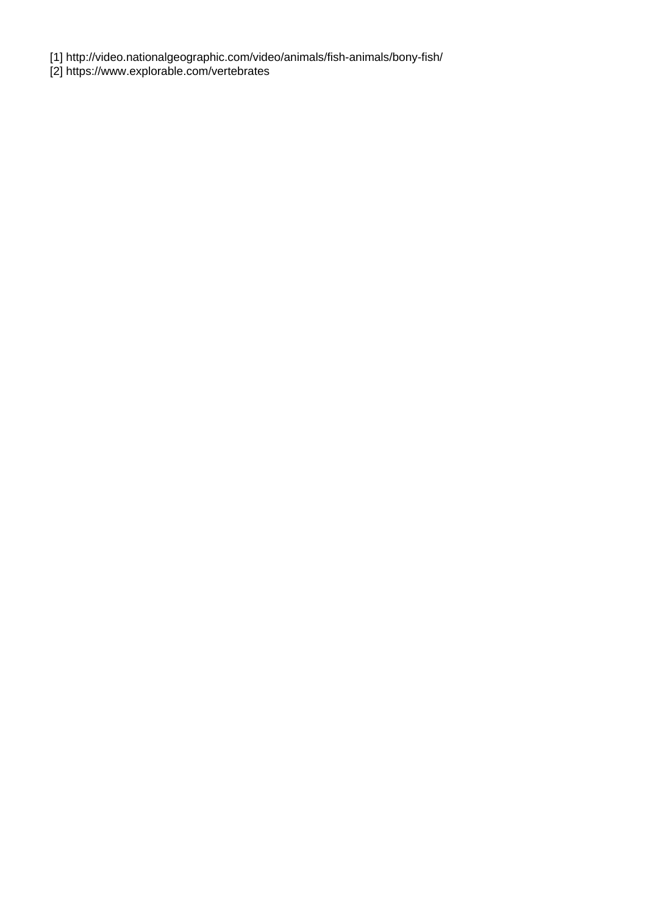[1] http://video.nationalgeographic.com/video/animals/fish-animals/bony-fish/
[2] https://www.explorable.com/vertebrates